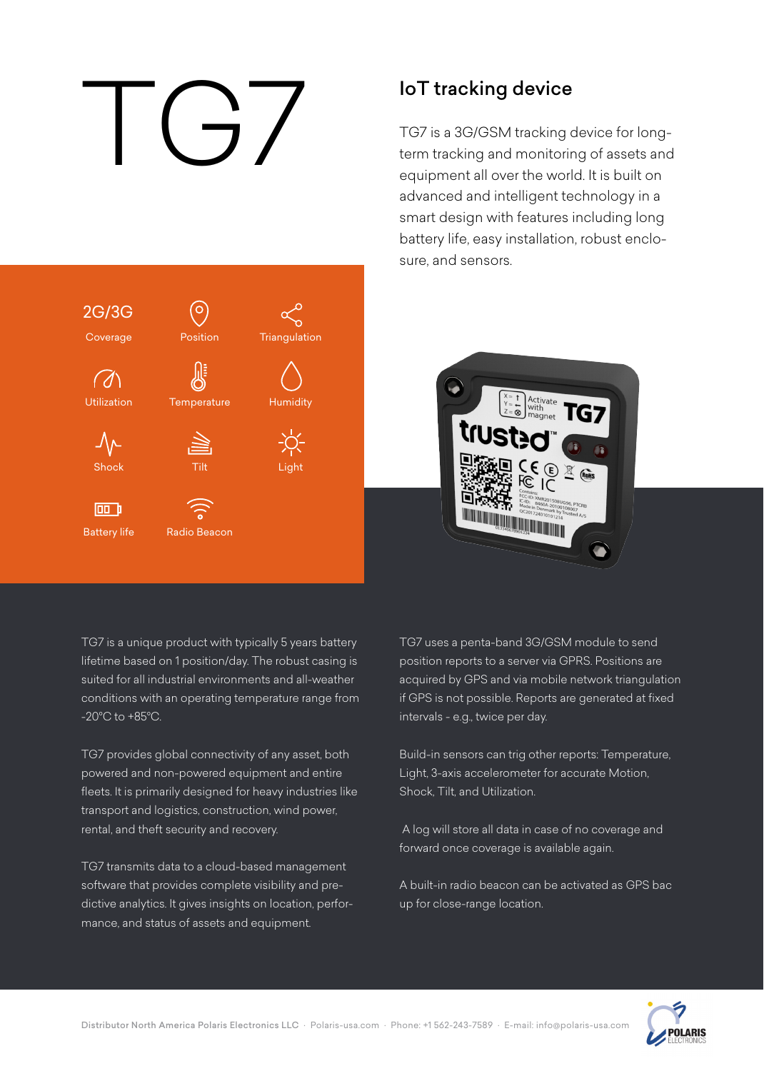# TG7

## IoT tracking device

TG7 is a 3G/GSM tracking device for long-term tracking and monitoring of assets and equipment all over the world. It is built on advanced and intelligent technology in a smart design with features including long battery life, easy installation, robust enclosure, and sensors.

- 2G/3G Coverage
- Position
- Triangulation
- Utilization
- Temperature
- Humidity
- Shock
- Tilt
- Light
- Battery life
- Radio Beacon

TG7 is a unique product with typically 5 years battery lifetime based on 1 position/day. The robust casing is suited for all industrial environments and all-weather conditions with an operating temperature range from -20°C to +85°C.

TG7 provides global connectivity of any asset, both powered and non-powered equipment and entire fleets. It is primarily designed for heavy industries like transport and logistics, construction, wind power, rental, and theft security and recovery.

TG7 transmits data to a cloud-based management software that provides complete visibility and predictive analytics. It gives insights on location, performance, and status of assets and equipment.

TG7 uses a penta-band 3G/GSM module to send position reports to a server via GPRS. Positions are acquired by GPS and via mobile network triangulation if GPS is not possible. Reports are generated at fixed intervals - e.g., twice per day.

Build-in sensors can trig other reports: Temperature, Light, 3-axis accelerometer for accurate Motion, Shock, Tilt, and Utilization.

A log will store all data in case of no coverage and forward once coverage is available again.

A built-in radio beacon can be activated as GPS back up for close-range location.

Distributor North America Polaris Electronics LLC · Polaris-usa.com · Phone: +1 562-243-7589 · E-mail: info@polaris-usa.com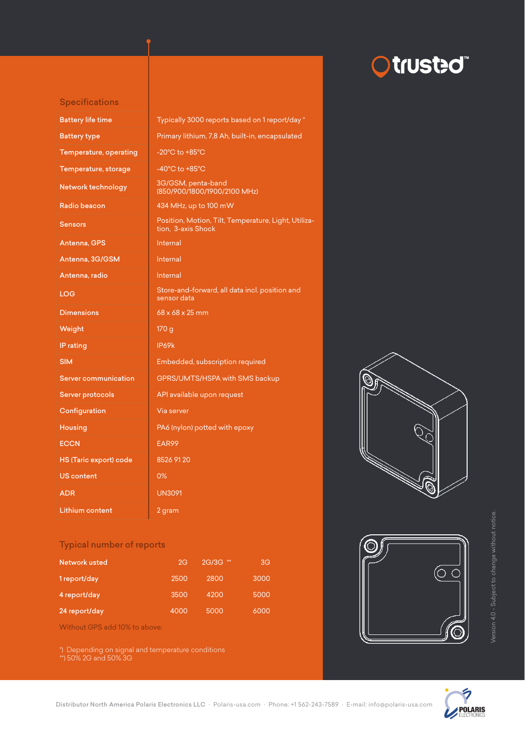trusted™

## Specifications

| | |
|---|---|
| Battery life time | Typically 3000 reports based on 1 report/day * |
| Battery type | Primary lithium, 7,8 Ah, built-in, encapsulated |
| Temperature, operating | -20°C to +85°C |
| Temperature, storage | -40°C to +85°C |
| Network technology | 3G/GSM, penta-band (850/900/1800/1900/2100 MHz) |
| Radio beacon | 434 MHz, up to 100 mW |
| Sensors | Position, Motion, Tilt, Temperature, Light, Utilization, 3-axis Shock |
| Antenna, GPS | Internal |
| Antenna, 3G/GSM | Internal |
| Antenna, radio | Internal |
| LOG | Store-and-forward, all data incl. position and sensor data |
| Dimensions | 68 x 68 x 25 mm |
| Weight | 170 g |
| IP rating | IP69k |
| SIM | Embedded, subscription required |
| Server communication | GPRS/UMTS/HSPA with SMS backup |
| Server protocols | API available upon request |
| Configuration | Via server |
| Housing | PA6 (nylon) potted with epoxy |
| ECCN | EAR99 |
| HS (Taric export) code | 8526 91 20 |
| US content | 0% |
| ADR | UN3091 |
| Lithium content | 2 gram |

## Typical number of reports

| Network usted | 2G | 2G/3G ** | 3G |
|---|---|---|---|
| 1 report/day | 2500 | 2800 | 3000 |
| 4 report/day | 3500 | 4200 | 5000 |
| 24 report/day | 4000 | 5000 | 6000 |

Without GPS add 10% to above.

*) Depending on signal and temperature conditions
**) 50% 2G and 50% 3G

Version 4.0 - Subject to change without notice.

Distributor North America Polaris Electronics LLC · Polaris-usa.com · Phone: +1 562-243-7589 · E-mail: info@polaris-usa.com

POLARIS ELECTRONICS